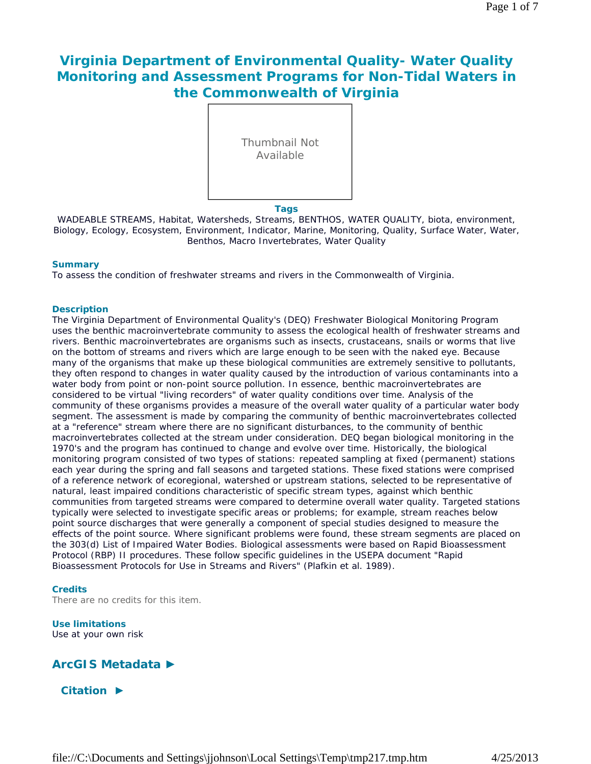# Virginia Department of Environmental Quality- Water Quality Monitoring and Assessment Programs for Non-Tidal Waters in the Commonwealth of Virginia

Thumbnail Not Available

**Tags**

WADEABLE STREAMS, Habitat, Watersheds, Streams, BENTHOS, WATER QUALITY, biota, environment, Biology, Ecology, Ecosystem, Environment, Indicator, Marine, Monitoring, Quality, Surface Water, Water, Benthos, Macro Invertebrates, Water Quality

### Summary

To assess the condition of freshwater streams and rivers in the Commonwealth of Virginia.

### Description

The Virginia Department of Environmental Quality's (DEQ) Freshwater Biological Monitoring Program uses the benthic macroinvertebrate community to assess the ecological health of freshwater streams and rivers. Benthic macroinvertebrates are organisms such as insects, crustaceans, snails or worms that live on the bottom of streams and rivers which are large enough to be seen with the naked eye. Because many of the organisms that make up these biological communities are extremely sensitive to pollutants, they often respond to changes in water quality caused by the introduction of various contaminants into a water body from point or non-point source pollution. In essence, benthic macroinvertebrates are considered to be virtual "living recorders" of water quality conditions over time. Analysis of the community of these organisms provides a measure of the overall water quality of a particular water body segment. The assessment is made by comparing the community of benthic macroinvertebrates collected at a "reference" stream where there are no significant disturbances, to the community of benthic macroinvertebrates collected at the stream under consideration. DEQ began biological monitoring in the 1970's and the program has continued to change and evolve over time. Historically, the biological monitoring program consisted of two types of stations: repeated sampling at fixed (permanent) stations each year during the spring and fall seasons and targeted stations. These fixed stations were comprised of a reference network of ecoregional, watershed or upstream stations, selected to be representative of natural, least impaired conditions characteristic of specific stream types, against which benthic communities from targeted streams were compared to determine overall water quality. Targeted stations typically were selected to investigate specific areas or problems; for example, stream reaches below point source discharges that were generally a component of special studies designed to measure the effects of the point source. Where significant problems were found, these stream segments are placed on the 303(d) List of Impaired Water Bodies. Biological assessments were based on Rapid Bioassessment Protocol (RBP) II procedures. These follow specific guidelines in the USEPA document "Rapid Bioassessment Protocols for Use in Streams and Rivers" (Plafkin et al. 1989).

### Credits

There are no credits for this item.

### Use limitations

Use at your own risk

## ArcGIS Metadata ►

### Citation ►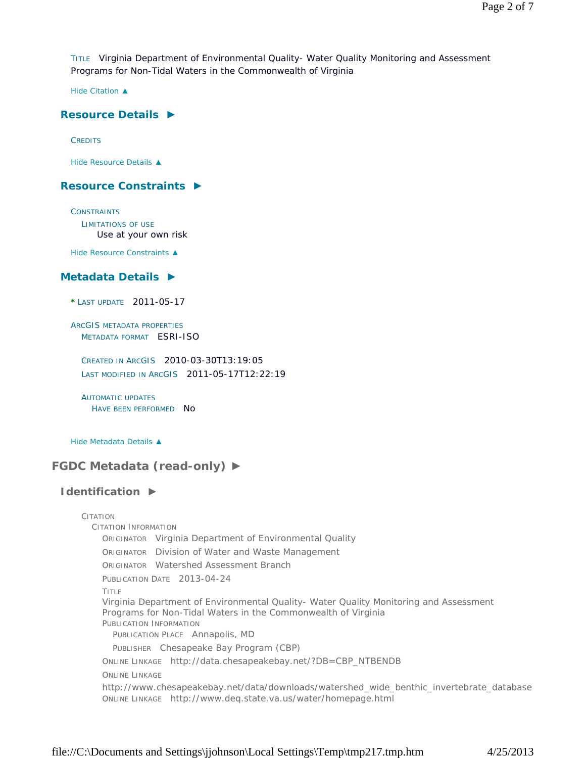TITLE Virginia Department of Environmental Quality- Water Quality Monitoring and Assessment Programs for Non-Tidal Waters in the Commonwealth of Virginia

Hide Citation ▲

## Resource Details ►

CREDITS

Hide Resource Details ▲

## Resource Constraints ►

CONSTRAINTS
LIMITATIONS OF USE
Use at your own risk

Hide Resource Constraints ▲

## Metadata Details ►

* LAST UPDATE 2011-05-17

ARCGIS METADATA PROPERTIES
METADATA FORMAT ESRI-ISO

CREATED IN ARCGIS 2010-03-30T13:19:05
LAST MODIFIED IN ARCGIS 2011-05-17T12:22:19

AUTOMATIC UPDATES
HAVE BEEN PERFORMED No

Hide Metadata Details ▲

# FGDC Metadata (read-only) ►

## Identification ►

CITATION
CITATION INFORMATION
ORIGINATOR Virginia Department of Environmental Quality
ORIGINATOR Division of Water and Waste Management
ORIGINATOR Watershed Assessment Branch
PUBLICATION DATE 2013-04-24
TITLE
Virginia Department of Environmental Quality- Water Quality Monitoring and Assessment Programs for Non-Tidal Waters in the Commonwealth of Virginia
PUBLICATION INFORMATION
PUBLICATION PLACE Annapolis, MD
PUBLISHER Chesapeake Bay Program (CBP)
ONLINE LINKAGE http://data.chesapeakebay.net/?DB=CBP_NTBENDB
ONLINE LINKAGE
http://www.chesapeakebay.net/data/downloads/watershed_wide_benthic_invertebrate_database
ONLINE LINKAGE http://www.deq.state.va.us/water/homepage.html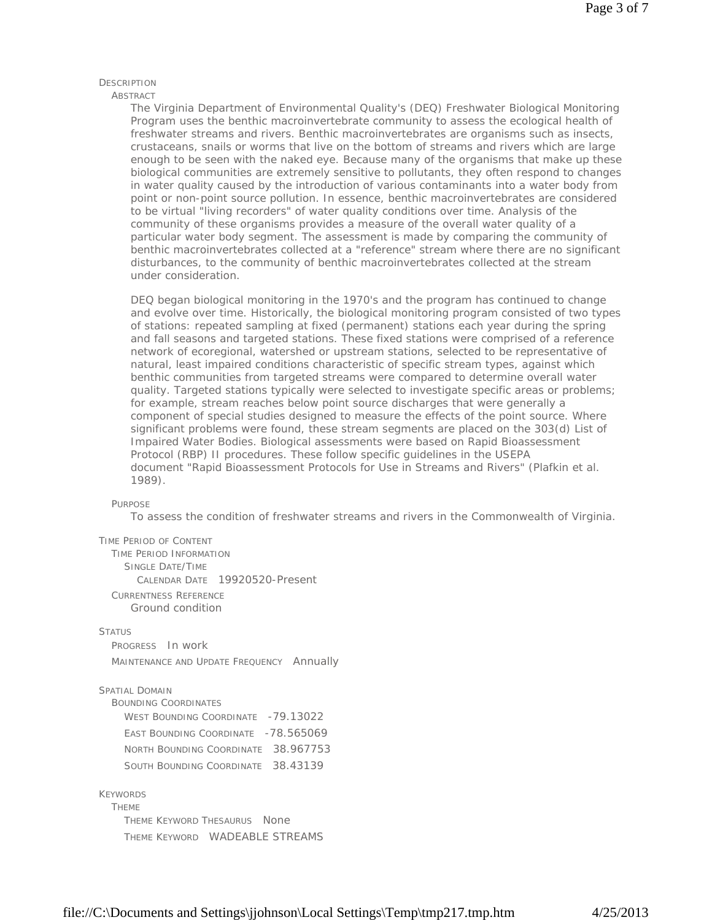## DESCRIPTION

### ABSTRACT

The Virginia Department of Environmental Quality's (DEQ) Freshwater Biological Monitoring Program uses the benthic macroinvertebrate community to assess the ecological health of freshwater streams and rivers. Benthic macroinvertebrates are organisms such as insects, crustaceans, snails or worms that live on the bottom of streams and rivers which are large enough to be seen with the naked eye. Because many of the organisms that make up these biological communities are extremely sensitive to pollutants, they often respond to changes in water quality caused by the introduction of various contaminants into a water body from point or non-point source pollution. In essence, benthic macroinvertebrates are considered to be virtual "living recorders" of water quality conditions over time. Analysis of the community of these organisms provides a measure of the overall water quality of a particular water body segment. The assessment is made by comparing the community of benthic macroinvertebrates collected at a "reference" stream where there are no significant disturbances, to the community of benthic macroinvertebrates collected at the stream under consideration.

DEQ began biological monitoring in the 1970's and the program has continued to change and evolve over time. Historically, the biological monitoring program consisted of two types of stations: repeated sampling at fixed (permanent) stations each year during the spring and fall seasons and targeted stations. These fixed stations were comprised of a reference network of ecoregional, watershed or upstream stations, selected to be representative of natural, least impaired conditions characteristic of specific stream types, against which benthic communities from targeted streams were compared to determine overall water quality. Targeted stations typically were selected to investigate specific areas or problems; for example, stream reaches below point source discharges that were generally a component of special studies designed to measure the effects of the point source. Where significant problems were found, these stream segments are placed on the 303(d) List of Impaired Water Bodies. Biological assessments were based on Rapid Bioassessment Protocol (RBP) II procedures. These follow specific guidelines in the USEPA document "Rapid Bioassessment Protocols for Use in Streams and Rivers" (Plafkin et al. 1989).

### PURPOSE

To assess the condition of freshwater streams and rivers in the Commonwealth of Virginia.

## TIME PERIOD OF CONTENT

TIME PERIOD INFORMATION

SINGLE DATE/TIME

CALENDAR DATE 19920520-Present

CURRENTNESS REFERENCE

Ground condition

## STATUS

PROGRESS In work

MAINTENANCE AND UPDATE FREQUENCY Annually

## SPATIAL DOMAIN

BOUNDING COORDINATES

WEST BOUNDING COORDINATE -79.13022

EAST BOUNDING COORDINATE -78.565069

NORTH BOUNDING COORDINATE 38.967753

SOUTH BOUNDING COORDINATE 38.43139

## KEYWORDS

THEME

THEME KEYWORD THESAURUS None

THEME KEYWORD WADEABLE STREAMS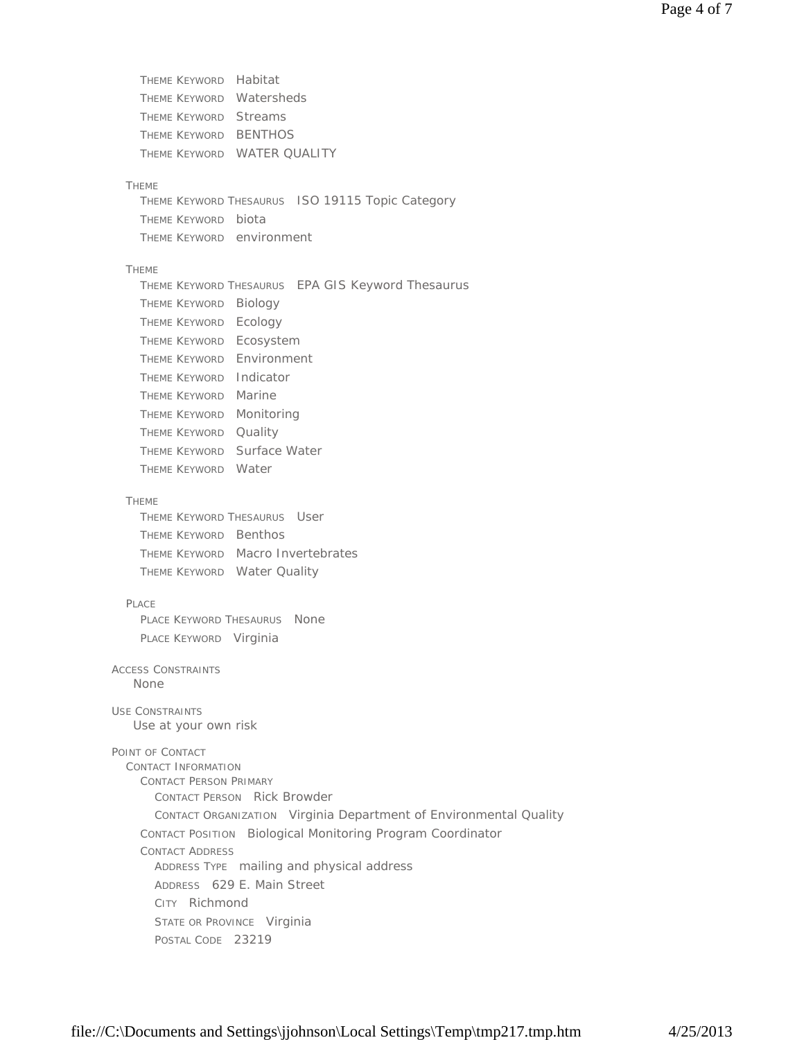THEME KEYWORD Habitat
THEME KEYWORD Watersheds
THEME KEYWORD Streams
THEME KEYWORD BENTHOS
THEME KEYWORD WATER QUALITY

THEME
- THEME KEYWORD THESAURUS ISO 19115 Topic Category
- THEME KEYWORD biota
- THEME KEYWORD environment

THEME
- THEME KEYWORD THESAURUS EPA GIS Keyword Thesaurus
- THEME KEYWORD Biology
- THEME KEYWORD Ecology
- THEME KEYWORD Ecosystem
- THEME KEYWORD Environment
- THEME KEYWORD Indicator
- THEME KEYWORD Marine
- THEME KEYWORD Monitoring
- THEME KEYWORD Quality
- THEME KEYWORD Surface Water
- THEME KEYWORD Water

THEME
- THEME KEYWORD THESAURUS User
- THEME KEYWORD Benthos
- THEME KEYWORD Macro Invertebrates
- THEME KEYWORD Water Quality

PLACE
- PLACE KEYWORD THESAURUS None
- PLACE KEYWORD Virginia

ACCESS CONSTRAINTS
None

USE CONSTRAINTS
Use at your own risk

POINT OF CONTACT
- CONTACT INFORMATION
  - CONTACT PERSON PRIMARY
    - CONTACT PERSON Rick Browder
    - CONTACT ORGANIZATION Virginia Department of Environmental Quality
  - CONTACT POSITION Biological Monitoring Program Coordinator
  - CONTACT ADDRESS
    - ADDRESS TYPE mailing and physical address
    - ADDRESS 629 E. Main Street
    - CITY Richmond
    - STATE OR PROVINCE Virginia
    - POSTAL CODE 23219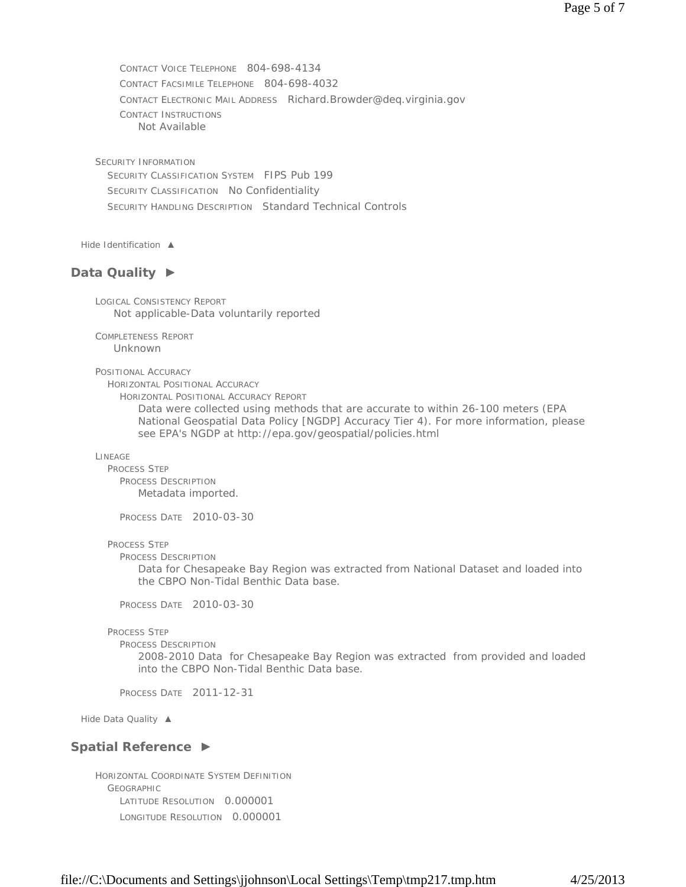CONTACT VOICE TELEPHONE 804-698-4134

CONTACT FACSIMILE TELEPHONE 804-698-4032

CONTACT ELECTRONIC MAIL ADDRESS Richard.Browder@deq.virginia.gov

CONTACT INSTRUCTIONS

Not Available

SECURITY INFORMATION

SECURITY CLASSIFICATION SYSTEM FIPS Pub 199

SECURITY CLASSIFICATION No Confidentiality

SECURITY HANDLING DESCRIPTION Standard Technical Controls

Hide Identification ▲

## Data Quality ►

LOGICAL CONSISTENCY REPORT

Not applicable-Data voluntarily reported

COMPLETENESS REPORT

Unknown

POSITIONAL ACCURACY

HORIZONTAL POSITIONAL ACCURACY

HORIZONTAL POSITIONAL ACCURACY REPORT

Data were collected using methods that are accurate to within 26-100 meters (EPA National Geospatial Data Policy [NGDP] Accuracy Tier 4). For more information, please see EPA's NGDP at http://epa.gov/geospatial/policies.html

LINEAGE

PROCESS STEP

PROCESS DESCRIPTION

Metadata imported.

PROCESS DATE 2010-03-30

PROCESS STEP

PROCESS DESCRIPTION

Data for Chesapeake Bay Region was extracted from National Dataset and loaded into the CBPO Non-Tidal Benthic Data base.

PROCESS DATE 2010-03-30

PROCESS STEP

PROCESS DESCRIPTION

2008-2010 Data for Chesapeake Bay Region was extracted from provided and loaded into the CBPO Non-Tidal Benthic Data base.

PROCESS DATE 2011-12-31

Hide Data Quality ▲

## Spatial Reference ►

HORIZONTAL COORDINATE SYSTEM DEFINITION

GEOGRAPHIC

LATITUDE RESOLUTION 0.000001

LONGITUDE RESOLUTION 0.000001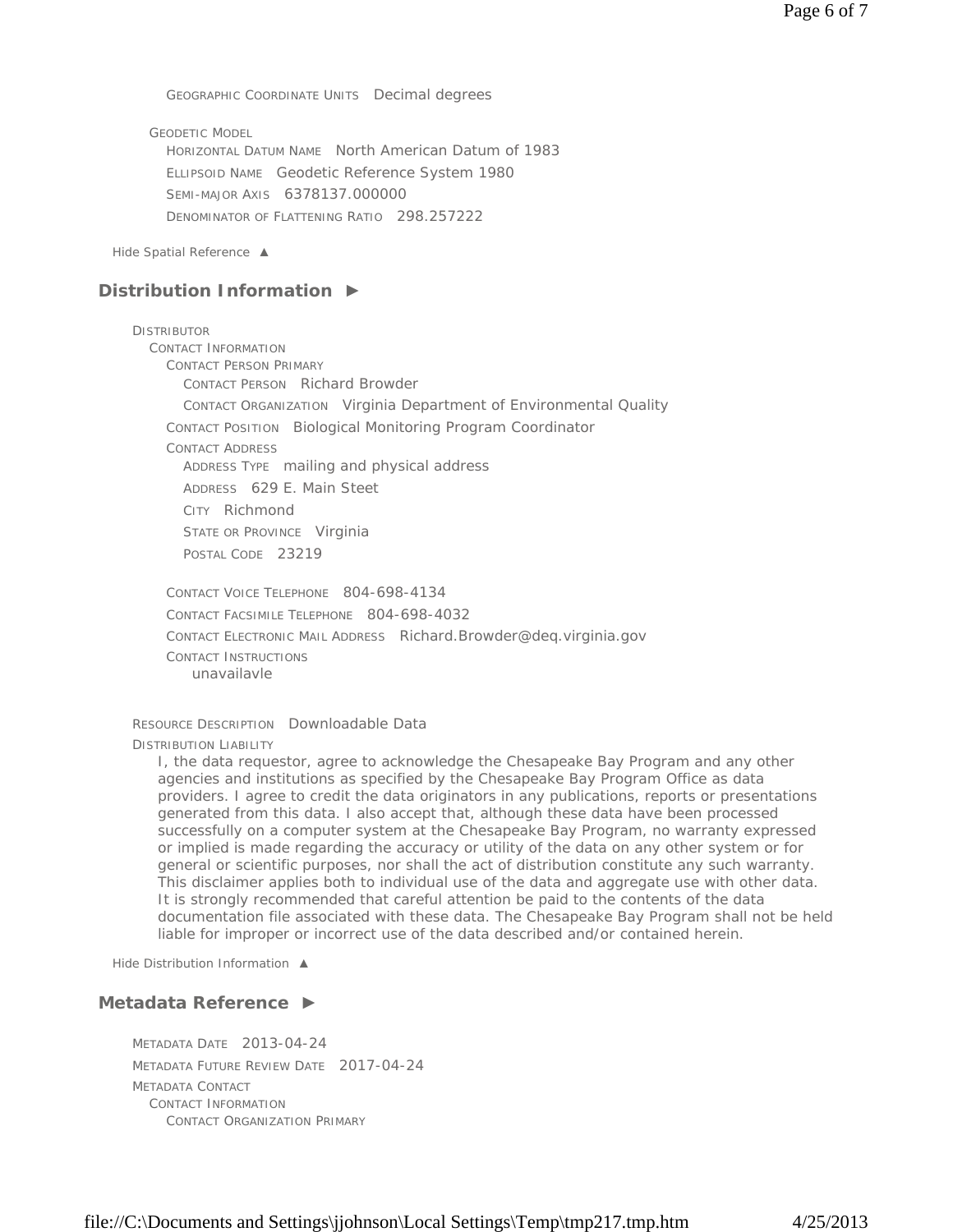GEOGRAPHIC COORDINATE UNITS Decimal degrees

GEODETIC MODEL
HORIZONTAL DATUM NAME North American Datum of 1983
ELLIPSOID NAME Geodetic Reference System 1980
SEMI-MAJOR AXIS 6378137.000000
DENOMINATOR OF FLATTENING RATIO 298.257222

Hide Spatial Reference ▲

## Distribution Information ►

DISTRIBUTOR
CONTACT INFORMATION
CONTACT PERSON PRIMARY
CONTACT PERSON Richard Browder
CONTACT ORGANIZATION Virginia Department of Environmental Quality
CONTACT POSITION Biological Monitoring Program Coordinator
CONTACT ADDRESS
ADDRESS TYPE mailing and physical address
ADDRESS 629 E. Main Steet
CITY Richmond
STATE OR PROVINCE Virginia
POSTAL CODE 23219

CONTACT VOICE TELEPHONE 804-698-4134
CONTACT FACSIMILE TELEPHONE 804-698-4032
CONTACT ELECTRONIC MAIL ADDRESS Richard.Browder@deq.virginia.gov
CONTACT INSTRUCTIONS
unavailavle

RESOURCE DESCRIPTION Downloadable Data
DISTRIBUTION LIABILITY
I, the data requestor, agree to acknowledge the Chesapeake Bay Program and any other agencies and institutions as specified by the Chesapeake Bay Program Office as data providers. I agree to credit the data originators in any publications, reports or presentations generated from this data. I also accept that, although these data have been processed successfully on a computer system at the Chesapeake Bay Program, no warranty expressed or implied is made regarding the accuracy or utility of the data on any other system or for general or scientific purposes, nor shall the act of distribution constitute any such warranty. This disclaimer applies both to individual use of the data and aggregate use with other data. It is strongly recommended that careful attention be paid to the contents of the data documentation file associated with these data. The Chesapeake Bay Program shall not be held liable for improper or incorrect use of the data described and/or contained herein.

Hide Distribution Information ▲

## Metadata Reference ►

METADATA DATE 2013-04-24
METADATA FUTURE REVIEW DATE 2017-04-24
METADATA CONTACT
CONTACT INFORMATION
CONTACT ORGANIZATION PRIMARY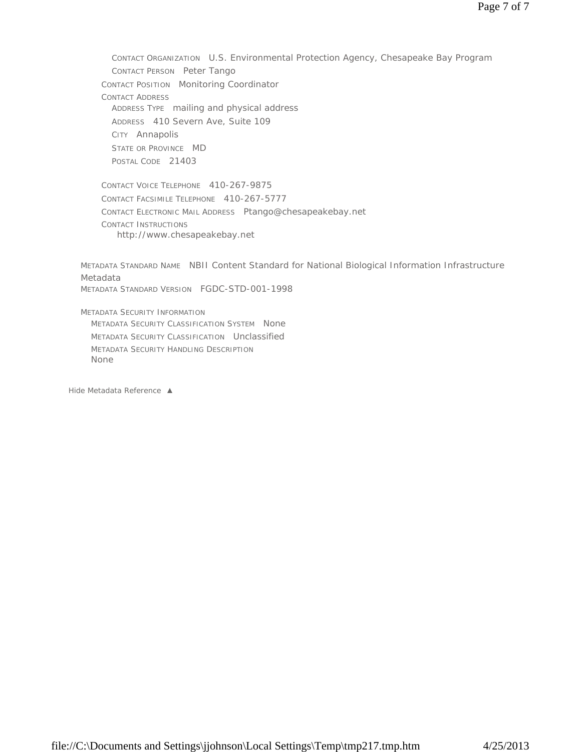CONTACT ORGANIZATION U.S. Environmental Protection Agency, Chesapeake Bay Program
CONTACT PERSON Peter Tango
CONTACT POSITION Monitoring Coordinator
CONTACT ADDRESS
ADDRESS TYPE mailing and physical address
ADDRESS 410 Severn Ave, Suite 109
CITY Annapolis
STATE OR PROVINCE MD
POSTAL CODE 21403

CONTACT VOICE TELEPHONE 410-267-9875
CONTACT FACSIMILE TELEPHONE 410-267-5777
CONTACT ELECTRONIC MAIL ADDRESS Ptango@chesapeakebay.net
CONTACT INSTRUCTIONS
http://www.chesapeakebay.net

METADATA STANDARD NAME NBII Content Standard for National Biological Information Infrastructure Metadata
METADATA STANDARD VERSION FGDC-STD-001-1998

METADATA SECURITY INFORMATION
METADATA SECURITY CLASSIFICATION SYSTEM None
METADATA SECURITY CLASSIFICATION Unclassified
METADATA SECURITY HANDLING DESCRIPTION
None

Hide Metadata Reference ▲